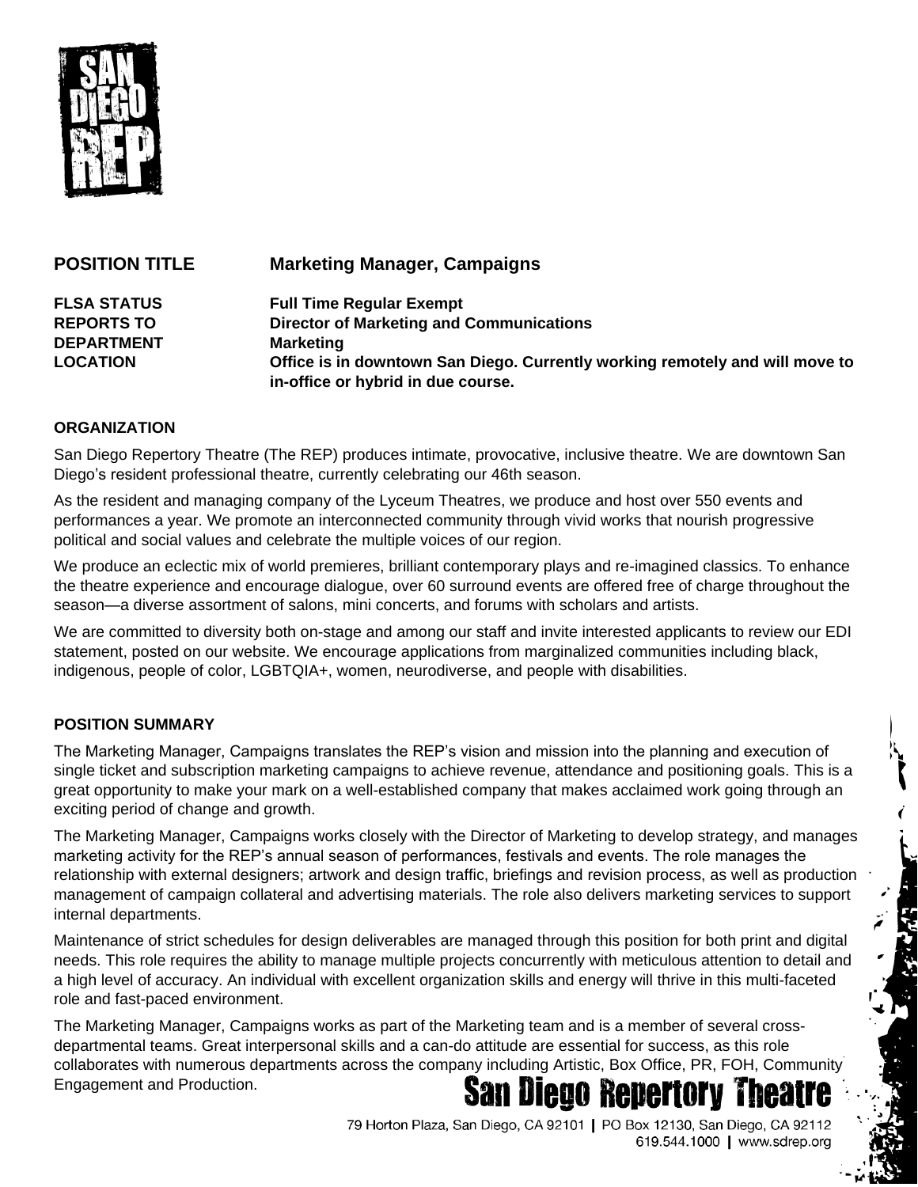**POSITION TITLE** **Marketing Manager, Campaigns**

**FLSA STATUS** **Full Time Regular Exempt**
**REPORTS TO** **Director of Marketing and Communications**
**DEPARTMENT** **Marketing**
**LOCATION** **Office is in downtown San Diego. Currently working remotely and will move to in-office or hybrid in due course.**

### ORGANIZATION

San Diego Repertory Theatre (The REP) produces intimate, provocative, inclusive theatre. We are downtown San Diego's resident professional theatre, currently celebrating our 46th season.

As the resident and managing company of the Lyceum Theatres, we produce and host over 550 events and performances a year. We promote an interconnected community through vivid works that nourish progressive political and social values and celebrate the multiple voices of our region.

We produce an eclectic mix of world premieres, brilliant contemporary plays and re-imagined classics. To enhance the theatre experience and encourage dialogue, over 60 surround events are offered free of charge throughout the season—a diverse assortment of salons, mini concerts, and forums with scholars and artists.

We are committed to diversity both on-stage and among our staff and invite interested applicants to review our EDI statement, posted on our website. We encourage applications from marginalized communities including black, indigenous, people of color, LGBTQIA+, women, neurodiverse, and people with disabilities.

### POSITION SUMMARY

The Marketing Manager, Campaigns translates the REP's vision and mission into the planning and execution of single ticket and subscription marketing campaigns to achieve revenue, attendance and positioning goals. This is a great opportunity to make your mark on a well-established company that makes acclaimed work going through an exciting period of change and growth.

The Marketing Manager, Campaigns works closely with the Director of Marketing to develop strategy, and manages marketing activity for the REP's annual season of performances, festivals and events. The role manages the relationship with external designers; artwork and design traffic, briefings and revision process, as well as production management of campaign collateral and advertising materials. The role also delivers marketing services to support internal departments.

Maintenance of strict schedules for design deliverables are managed through this position for both print and digital needs. This role requires the ability to manage multiple projects concurrently with meticulous attention to detail and a high level of accuracy. An individual with excellent organization skills and energy will thrive in this multi-faceted role and fast-paced environment.

The Marketing Manager, Campaigns works as part of the Marketing team and is a member of several cross-departmental teams. Great interpersonal skills and a can-do attitude are essential for success, as this role collaborates with numerous departments across the company including Artistic, Box Office, PR, FOH, Community Engagement and Production.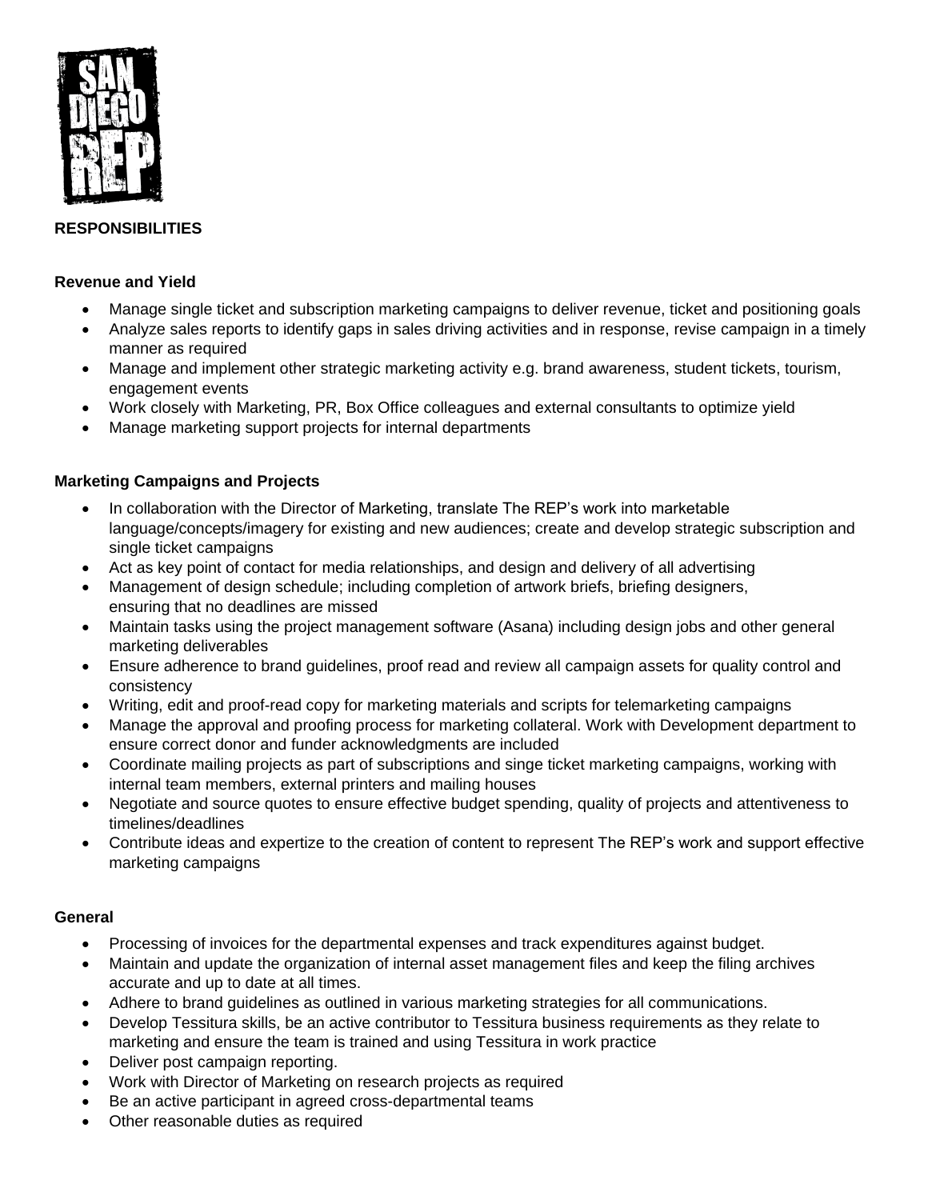**RESPONSIBILITIES**

**Revenue and Yield**

- Manage single ticket and subscription marketing campaigns to deliver revenue, ticket and positioning goals
- Analyze sales reports to identify gaps in sales driving activities and in response, revise campaign in a timely manner as required
- Manage and implement other strategic marketing activity e.g. brand awareness, student tickets, tourism, engagement events
- Work closely with Marketing, PR, Box Office colleagues and external consultants to optimize yield
- Manage marketing support projects for internal departments

**Marketing Campaigns and Projects**

- In collaboration with the Director of Marketing, translate The REP's work into marketable language/concepts/imagery for existing and new audiences; create and develop strategic subscription and single ticket campaigns
- Act as key point of contact for media relationships, and design and delivery of all advertising
- Management of design schedule; including completion of artwork briefs, briefing designers, ensuring that no deadlines are missed
- Maintain tasks using the project management software (Asana) including design jobs and other general marketing deliverables
- Ensure adherence to brand guidelines, proof read and review all campaign assets for quality control and consistency
- Writing, edit and proof-read copy for marketing materials and scripts for telemarketing campaigns
- Manage the approval and proofing process for marketing collateral. Work with Development department to ensure correct donor and funder acknowledgments are included
- Coordinate mailing projects as part of subscriptions and singe ticket marketing campaigns, working with internal team members, external printers and mailing houses
- Negotiate and source quotes to ensure effective budget spending, quality of projects and attentiveness to timelines/deadlines
- Contribute ideas and expertize to the creation of content to represent The REP's work and support effective marketing campaigns

**General**

- Processing of invoices for the departmental expenses and track expenditures against budget.
- Maintain and update the organization of internal asset management files and keep the filing archives accurate and up to date at all times.
- Adhere to brand guidelines as outlined in various marketing strategies for all communications.
- Develop Tessitura skills, be an active contributor to Tessitura business requirements as they relate to marketing and ensure the team is trained and using Tessitura in work practice
- Deliver post campaign reporting.
- Work with Director of Marketing on research projects as required
- Be an active participant in agreed cross-departmental teams
- Other reasonable duties as required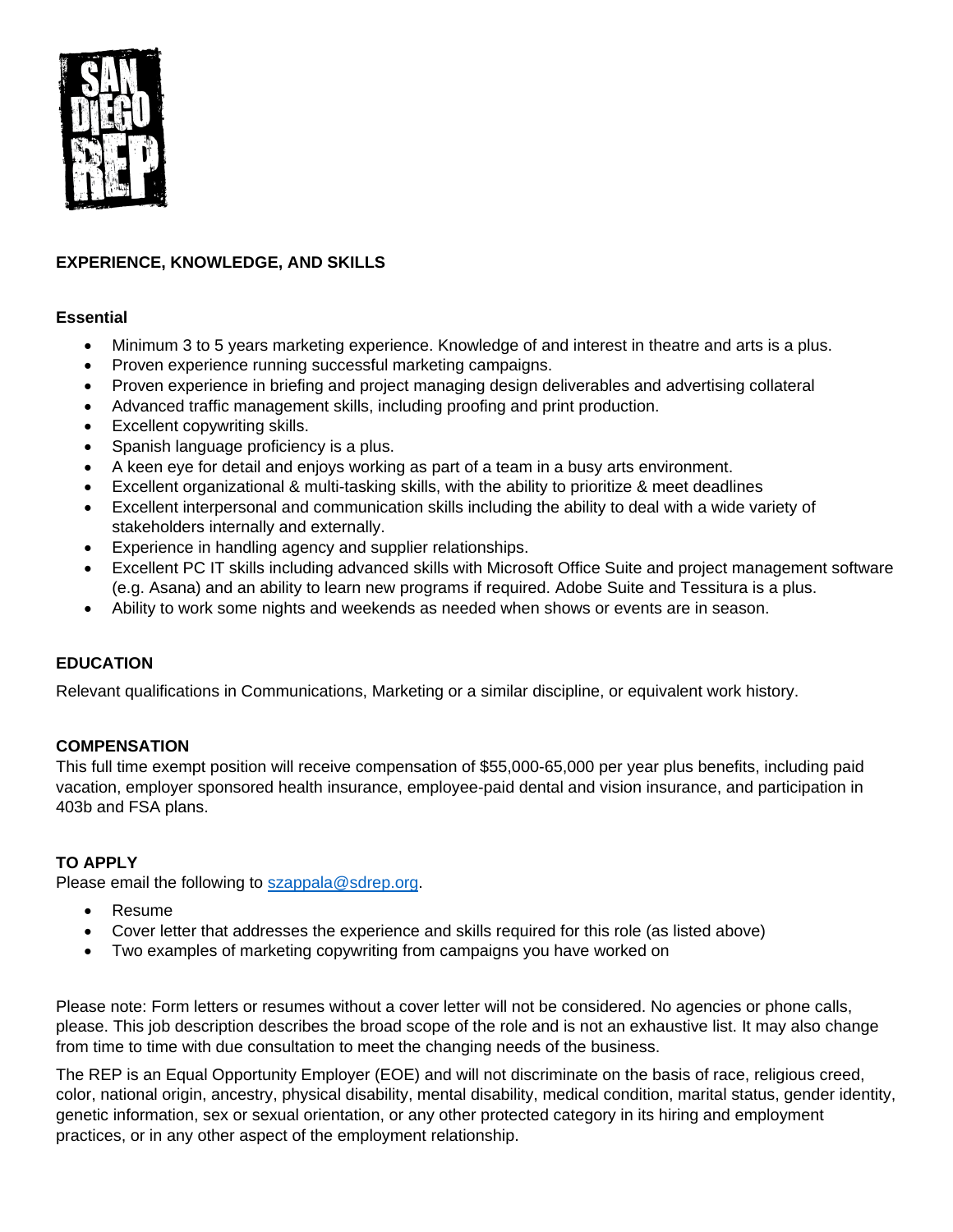## EXPERIENCE, KNOWLEDGE, AND SKILLS

### Essential

- Minimum 3 to 5 years marketing experience. Knowledge of and interest in theatre and arts is a plus.
- Proven experience running successful marketing campaigns.
- Proven experience in briefing and project managing design deliverables and advertising collateral
- Advanced traffic management skills, including proofing and print production.
- Excellent copywriting skills.
- Spanish language proficiency is a plus.
- A keen eye for detail and enjoys working as part of a team in a busy arts environment.
- Excellent organizational & multi-tasking skills, with the ability to prioritize & meet deadlines
- Excellent interpersonal and communication skills including the ability to deal with a wide variety of stakeholders internally and externally.
- Experience in handling agency and supplier relationships.
- Excellent PC IT skills including advanced skills with Microsoft Office Suite and project management software (e.g. Asana) and an ability to learn new programs if required. Adobe Suite and Tessitura is a plus.
- Ability to work some nights and weekends as needed when shows or events are in season.

## EDUCATION

Relevant qualifications in Communications, Marketing or a similar discipline, or equivalent work history.

## COMPENSATION

This full time exempt position will receive compensation of $55,000-65,000 per year plus benefits, including paid vacation, employer sponsored health insurance, employee-paid dental and vision insurance, and participation in 403b and FSA plans.

## TO APPLY

Please email the following to szappala@sdrep.org.

- Resume
- Cover letter that addresses the experience and skills required for this role (as listed above)
- Two examples of marketing copywriting from campaigns you have worked on

Please note: Form letters or resumes without a cover letter will not be considered. No agencies or phone calls, please. This job description describes the broad scope of the role and is not an exhaustive list. It may also change from time to time with due consultation to meet the changing needs of the business.

The REP is an Equal Opportunity Employer (EOE) and will not discriminate on the basis of race, religious creed, color, national origin, ancestry, physical disability, mental disability, medical condition, marital status, gender identity, genetic information, sex or sexual orientation, or any other protected category in its hiring and employment practices, or in any other aspect of the employment relationship.